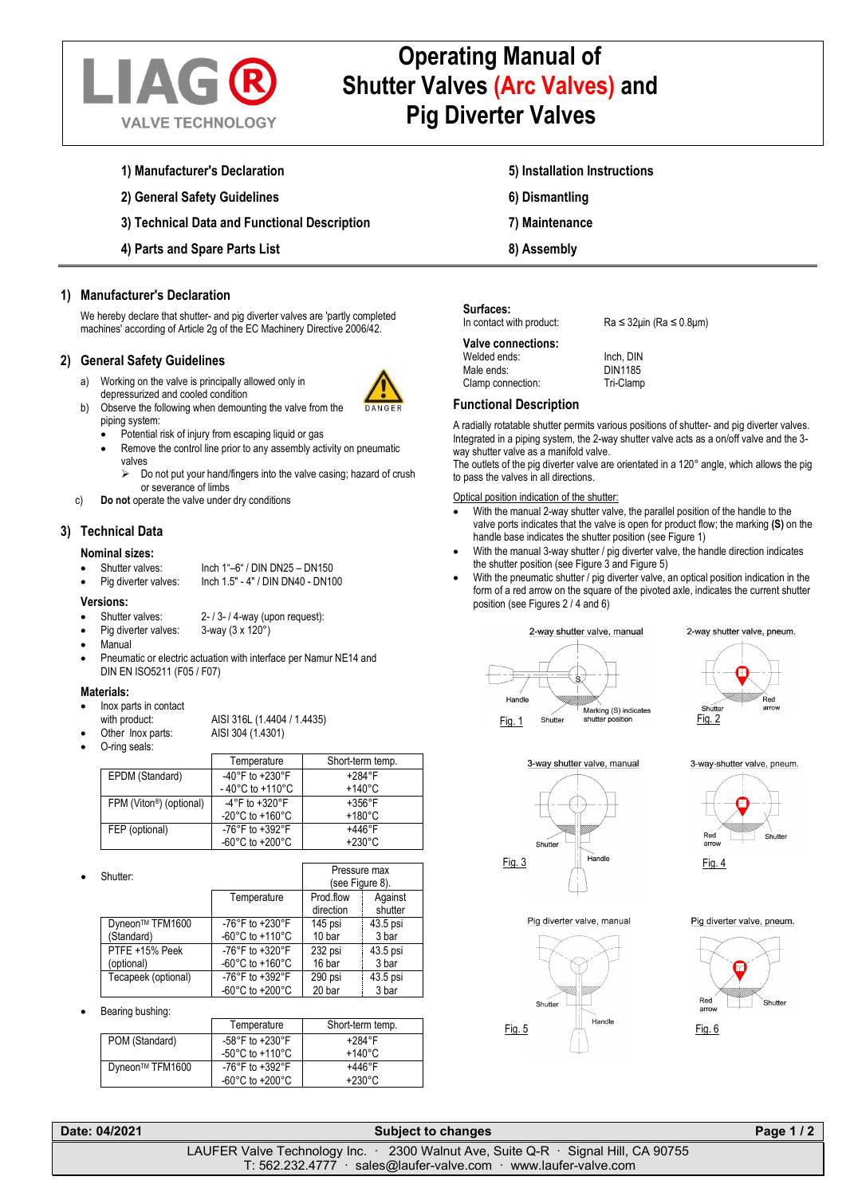# Operating Manual of Shutter Valves (Arc Valves) and Pig Diverter Valves

LIAG® VALVE TECHNOLOGY

1) Manufacturer's Declaration
2) General Safety Guidelines
3) Technical Data and Functional Description
4) Parts and Spare Parts List
5) Installation Instructions
6) Dismantling
7) Maintenance
8) Assembly

## 1) Manufacturer's Declaration

We hereby declare that shutter- and pig diverter valves are 'partly completed machines' according of Article 2g of the EC Machinery Directive 2006/42.

## 2) General Safety Guidelines

a) Working on the valve is principally allowed only in depressurized and cooled condition

b) Observe the following when demounting the valve from the piping system:
   - Potential risk of injury from escaping liquid or gas
   - Remove the control line prior to any assembly activity on pneumatic valves
     - Do not put your hand/fingers into the valve casing; hazard of crush or severance of limbs

c) **Do not** operate the valve under dry conditions

DANGER

## 3) Technical Data

### Nominal sizes:

- Shutter valves: Inch 1"–6" / DIN DN25 – DN150
- Pig diverter valves: Inch 1.5" - 4" / DIN DN40 - DN100

### Versions:

- Shutter valves: 2- / 3- / 4-way (upon request):
- Pig diverter valves: 3-way (3 x 120°)
- Manual
- Pneumatic or electric actuation with interface per Namur NE14 and DIN EN ISO5211 (F05 / F07)

### Materials:

- Inox parts in contact with product: AISI 316L (1.4404 / 1.4435)
- Other Inox parts: AISI 304 (1.4301)
- O-ring seals:

| | Temperature | Short-term temp. |
|---|---|---|
| EPDM (Standard) | -40°F to +230°F<br>- 40°C to +110°C | +284°F<br>+140°C |
| FPM (Viton®) (optional) | -4°F to +320°F<br>-20°C to +160°C | +356°F<br>+180°C |
| FEP (optional) | -76°F to +392°F<br>-60°C to +200°C | +446°F<br>+230°C |

- Shutter:

| | | Pressure max (see Figure 8). | |
|---|---|---|---|
| | Temperature | Prod.flow direction | Against shutter |
| Dyneon™ TFM1600 (Standard) | -76°F to +230°F<br>-60°C to +110°C | 145 psi<br>10 bar | 43.5 psi<br>3 bar |
| PTFE +15% Peek (optional) | -76°F to +320°F<br>-60°C to +160°C | 232 psi<br>16 bar | 43.5 psi<br>3 bar |
| Tecapeek (optional) | -76°F to +392°F<br>-60°C to +200°C | 290 psi<br>20 bar | 43.5 psi<br>3 bar |

- Bearing bushing:

| | Temperature | Short-term temp. |
|---|---|---|
| POM (Standard) | -58°F to +230°F<br>-50°C to +110°C | +284°F<br>+140°C |
| Dyneon™ TFM1600 | -76°F to +392°F<br>-60°C to +200°C | +446°F<br>+230°C |

### Surfaces:

In contact with product: Ra ≤ 32µin (Ra ≤ 0.8µm)

### Valve connections:

Welded ends: Inch, DIN
Male ends: DIN1185
Clamp connection: Tri-Clamp

## Functional Description

A radially rotatable shutter permits various positions of shutter- and pig diverter valves. Integrated in a piping system, the 2-way shutter valve acts as a on/off valve and the 3-way shutter valve as a manifold valve.
The outlets of the pig diverter valve are orientated in a 120° angle, which allows the pig to pass the valves in all directions.

Optical position indication of the shutter:

- With the manual 2-way shutter valve, the parallel position of the handle to the valve ports indicates that the valve is open for product flow; the marking **(S)** on the handle base indicates the shutter position (see Figure 1)
- With the manual 3-way shutter / pig diverter valve, the handle direction indicates the shutter position (see Figure 3 and Figure 5)
- With the pneumatic shutter / pig diverter valve, an optical position indication in the form of a red arrow on the square of the pivoted axle, indicates the current shutter position (see Figures 2 / 4 and 6)

2-way shutter valve, manual — Handle, Shutter, Marking (S) indicates shutter position
Fig. 1

2-way shutter valve, pneum. — Shutter, Red arrow
Fig. 2

3-way shutter valve, manual — Shutter, Handle
Fig. 3

3-way-shutter valve, pneum. — Red arrow, Shutter
Fig. 4

Pig diverter valve, manual — Shutter, Handle
Fig. 5

Pig diverter valve, pneum. — Red arrow, Shutter
Fig. 6

Date: 04/2021 | Subject to changes

LAUFER Valve Technology Inc. · 2300 Walnut Ave, Suite Q-R · Signal Hill, CA 90755
T: 562.232.4777 · sales@laufer-valve.com · www.laufer-valve.com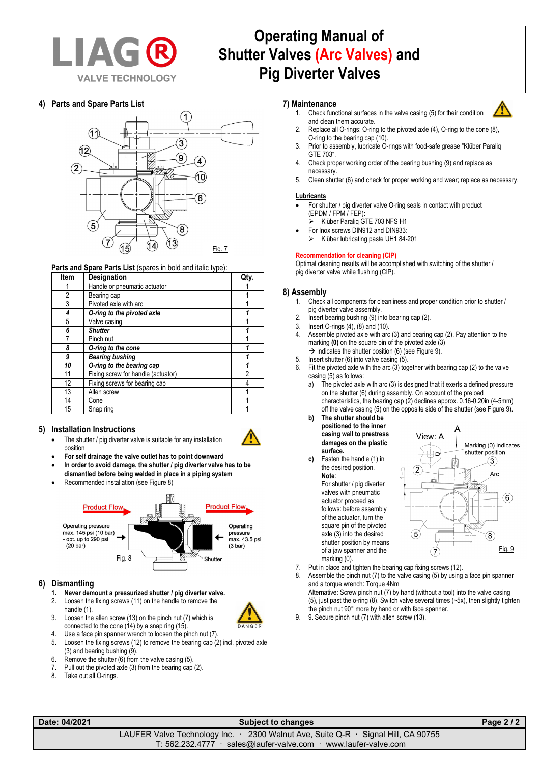# Operating Manual of Shutter Valves (Arc Valves) and Pig Diverter Valves

LIAG® VALVE TECHNOLOGY

## 4) Parts and Spare Parts List

Fig. 7

**Parts and Spare Parts List** (spares in bold and italic type):

| Item | Designation | Qty. |
|---|---|---|
| 1 | Handle or pneumatic actuator | 1 |
| 2 | Bearing cap | 1 |
| 3 | Pivoted axle with arc | 1 |
| ***4*** | ***O-ring to the pivoted axle*** | ***1*** |
| 5 | Valve casing | 1 |
| ***6*** | ***Shutter*** | ***1*** |
| 7 | Pinch nut | 1 |
| ***8*** | ***O-ring to the cone*** | ***1*** |
| ***9*** | ***Bearing bushing*** | ***1*** |
| ***10*** | ***O-ring to the bearing cap*** | ***1*** |
| 11 | Fixing screw for handle (actuator) | 2 |
| 12 | Fixing screws for bearing cap | 4 |
| 13 | Allen screw | 1 |
| 14 | Cone | 1 |
| 15 | Snap ring | 1 |

## 5) Installation Instructions

- The shutter / pig diverter valve is suitable for any installation position
- **For self drainage the valve outlet has to point downward**
- **In order to avoid damage, the shutter / pig diverter valve has to be dismantled before being welded in place in a piping system**
- Recommended installation (see Figure 8)

Product Flow
Operating pressure max. 145 psi (10 bar) - opt. up to 290 psi (20 bar)
Product Flow
Operating pressure max. 43.5 psi (3 bar)
Shutter
Fig. 8

## 6) Dismantling

1. **Never demount a pressurized shutter / pig diverter valve.**
2. Loosen the fixing screws (11) on the handle to remove the handle (1).
3. Loosen the allen screw (13) on the pinch nut (7) which is connected to the cone (14) by a snap ring (15).
4. Use a face pin spanner wrench to loosen the pinch nut (7).
5. Loosen the fixing screws (12) to remove the bearing cap (2) incl. pivoted axle (3) and bearing bushing (9).
6. Remove the shutter (6) from the valve casing (5).
7. Pull out the pivoted axle (3) from the bearing cap (2).
8. Take out all O-rings.

DANGER

## 7) Maintenance

1. Check functional surfaces in the valve casing (5) for their condition and clean them accurate.
2. Replace all O-rings: O-ring to the pivoted axle (4), O-ring to the cone (8), O-ring to the bearing cap (10).
3. Prior to assembly, lubricate O-rings with food-safe grease "Klüber Paraliq GTE 703".
4. Check proper working order of the bearing bushing (9) and replace as necessary.
5. Clean shutter (6) and check for proper working and wear; replace as necessary.

**Lubricants**

- For shutter / pig diverter valve O-ring seals in contact with product (EPDM / FPM / FEP):
  - ➢ Klüber Paraliq GTE 703 NFS H1
- For Inox screws DIN912 and DIN933:
  - ➢ Klüber lubricating paste UH1 84-201

**Recommendation for cleaning (CIP)**

Optimal cleaning results will be accomplished with switching of the shutter / pig diverter valve while flushing (CIP).

## 8) Assembly

1. Check all components for cleanliness and proper condition prior to shutter / pig diverter valve assembly.
2. Insert bearing bushing (9) into bearing cap (2).
3. Insert O-rings (4), (8) and (10).
4. Assemble pivoted axle with arc (3) and bearing cap (2). Pay attention to the marking **(0)** on the square pin of the pivoted axle (3) → indicates the shutter position (6) (see Figure 9).
5. Insert shutter (6) into valve casing (5).
6. Fit the pivoted axle with the arc (3) together with bearing cap (2) to the valve casing (5) as follows:
   a) The pivoted axle with arc (3) is designed that it exerts a defined pressure on the shutter (6) during assembly. On account of the preload characteristics, the bearing cap (2) declines approx. 0.16-0.20in (4-5mm) off the valve casing (5) on the opposite side of the shutter (see Figure 9).
   b) **The shutter should be positioned to the inner casing wall to prestress damages on the plastic surface.**
   c) Fasten the handle (1) in the desired position.
   **Note**: For shutter / pig diverter valves with pneumatic actuator proceed as follows: before assembly of the actuator, turn the square pin of the pivoted axle (3) into the desired shutter position by means of a jaw spanner and the marking (0).
7. Put in place and tighten the bearing cap fixing screws (12).
8. Assemble the pinch nut (7) to the valve casing (5) by using a face pin spanner and a torque wrench: Torque 4Nm
   Alternative: Screw pinch nut (7) by hand (without a tool) into the valve casing (5), just past the o-ring (8). Switch valve several times (~5x), then slightly tighten the pinch nut 90° more by hand or with face spanner.
9. 9. Secure pinch nut (7) with allen screw (13).

View: A
A
Marking (0) indicates shutter position
Arc
4-5
Fig. 9

Date: 04/2021 | Subject to changes

LAUFER Valve Technology Inc. · 2300 Walnut Ave, Suite Q-R · Signal Hill, CA 90755
T: 562.232.4777 · sales@laufer-valve.com · www.laufer-valve.com